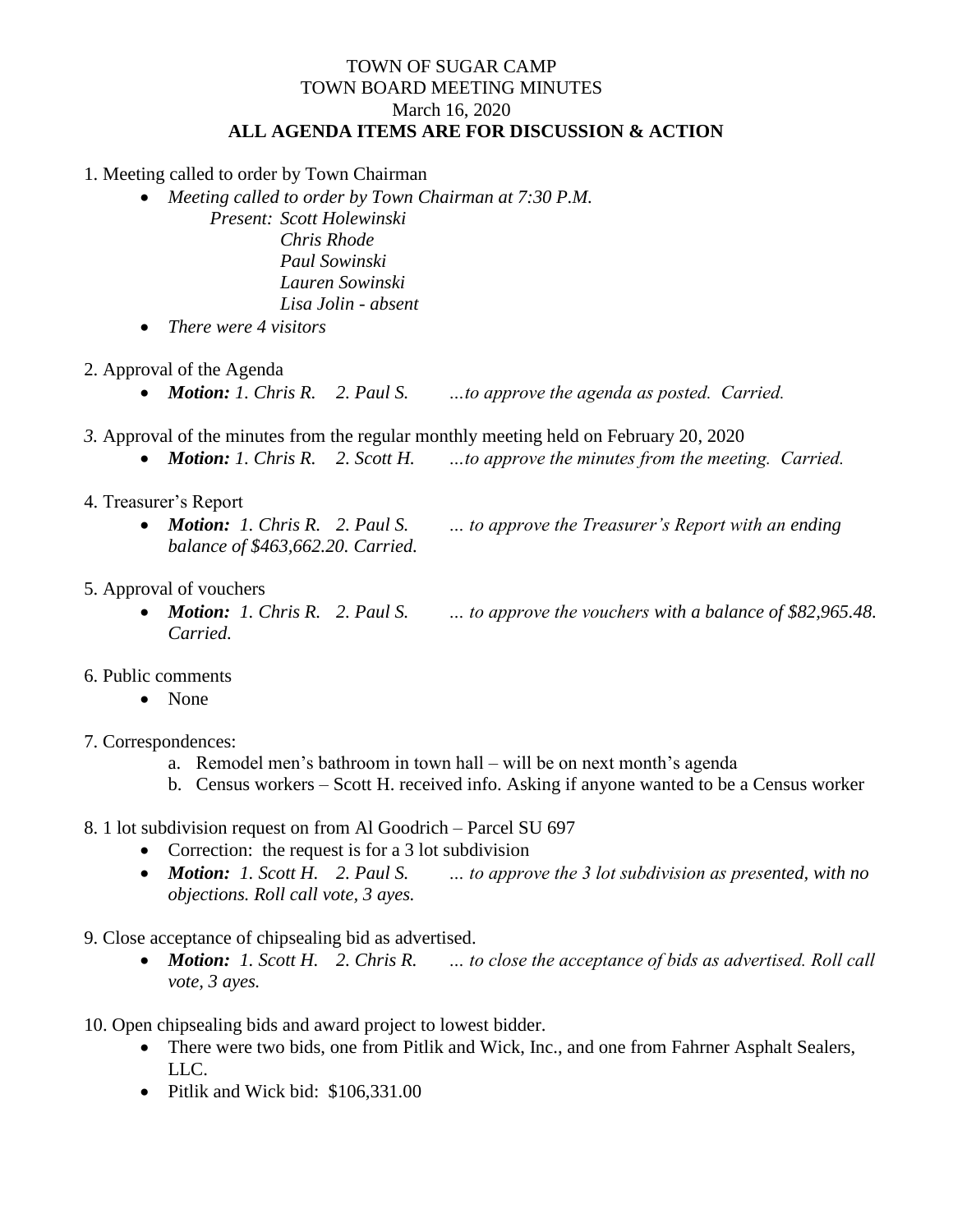# TOWN OF SUGAR CAMP
## TOWN BOARD MEETING MINUTES
March 16, 2020

**ALL AGENDA ITEMS ARE FOR DISCUSSION & ACTION**

1. Meeting called to order by Town Chairman
   - *Meeting called to order by Town Chairman at 7:30 P.M.*

     *Present: Scott Holewinski*
     *Chris Rhode*
     *Paul Sowinski*
     *Lauren Sowinski*
     *Lisa Jolin - absent*
   - *There were 4 visitors*

2. Approval of the Agenda
   - ***Motion:** 1. Chris R. 2. Paul S. …to approve the agenda as posted. Carried.*

*3.* Approval of the minutes from the regular monthly meeting held on February 20, 2020
   - ***Motion:** 1. Chris R. 2. Scott H. …to approve the minutes from the meeting. Carried.*

4. Treasurer's Report
   - ***Motion:** 1. Chris R. 2. Paul S. … to approve the Treasurer's Report with an ending balance of $463,662.20. Carried.*

5. Approval of vouchers
   - ***Motion:** 1. Chris R. 2. Paul S. … to approve the vouchers with a balance of $82,965.48. Carried.*

6. Public comments
   - None

7. Correspondences:
   a. Remodel men's bathroom in town hall – will be on next month's agenda
   b. Census workers – Scott H. received info. Asking if anyone wanted to be a Census worker

8. 1 lot subdivision request on from Al Goodrich – Parcel SU 697
   - Correction: the request is for a 3 lot subdivision
   - ***Motion:** 1. Scott H. 2. Paul S. … to approve the 3 lot subdivision as presented, with no objections. Roll call vote, 3 ayes.*

9. Close acceptance of chipsealing bid as advertised.
   - ***Motion:** 1. Scott H. 2. Chris R. … to close the acceptance of bids as advertised. Roll call vote, 3 ayes.*

10. Open chipsealing bids and award project to lowest bidder.
   - There were two bids, one from Pitlik and Wick, Inc., and one from Fahrner Asphalt Sealers, LLC.
   - Pitlik and Wick bid: $106,331.00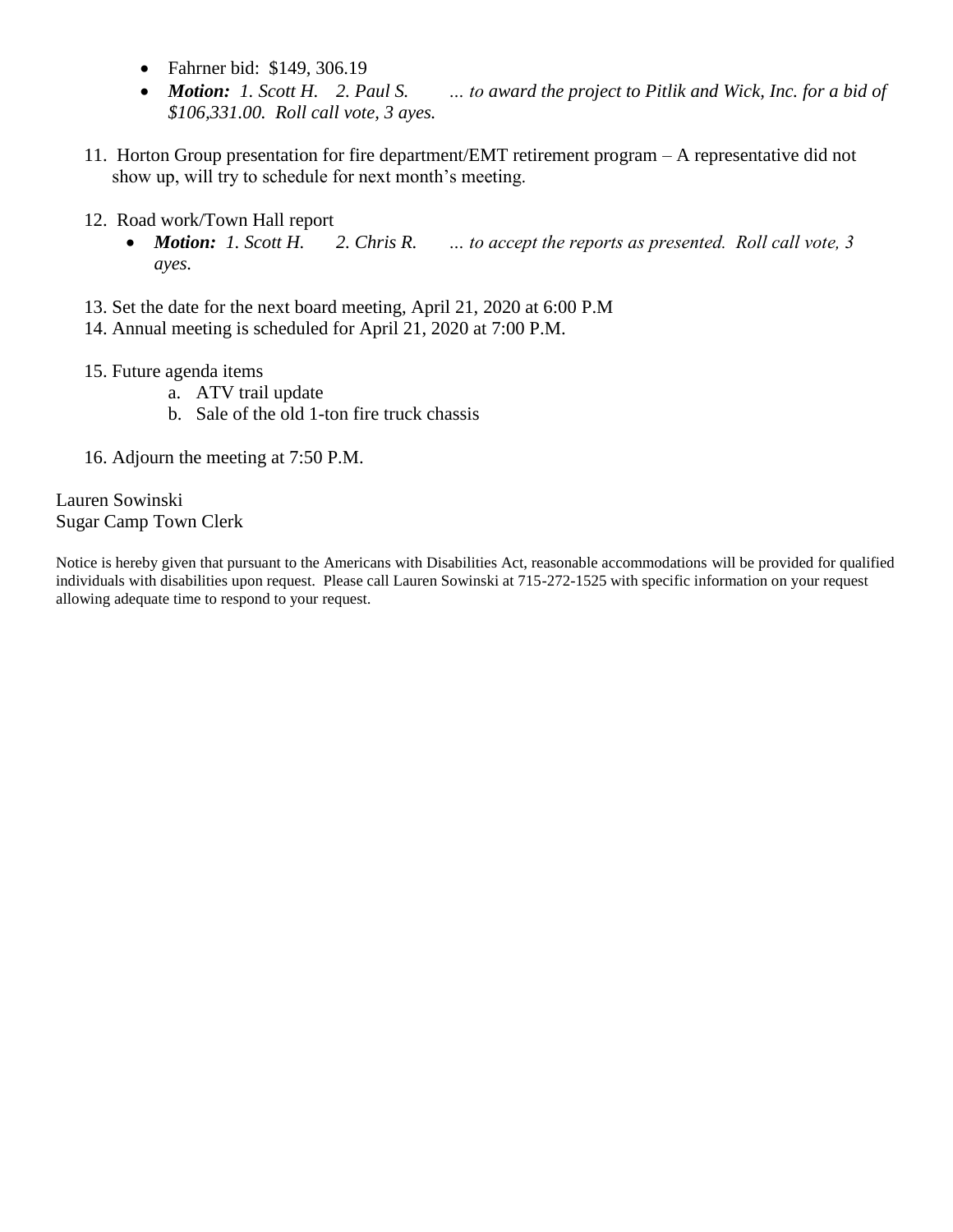- Fahrner bid:  $149, 306.19
- ***Motion:*** *1. Scott H.    2. Paul S.        … to award the project to Pitlik and Wick, Inc. for a bid of $106,331.00.  Roll call vote, 3 ayes.*

11. Horton Group presentation for fire department/EMT retirement program – A representative did not show up, will try to schedule for next month's meeting.

12. Road work/Town Hall report
    - ***Motion:*** *1. Scott H.       2. Chris R.       … to accept the reports as presented.  Roll call vote, 3 ayes.*

13. Set the date for the next board meeting, April 21, 2020 at 6:00 P.M
14. Annual meeting is scheduled for April 21, 2020 at 7:00 P.M.

15. Future agenda items
    a. ATV trail update
    b. Sale of the old 1-ton fire truck chassis

16. Adjourn the meeting at 7:50 P.M.

Lauren Sowinski
Sugar Camp Town Clerk

Notice is hereby given that pursuant to the Americans with Disabilities Act, reasonable accommodations will be provided for qualified individuals with disabilities upon request.  Please call Lauren Sowinski at 715-272-1525 with specific information on your request allowing adequate time to respond to your request.